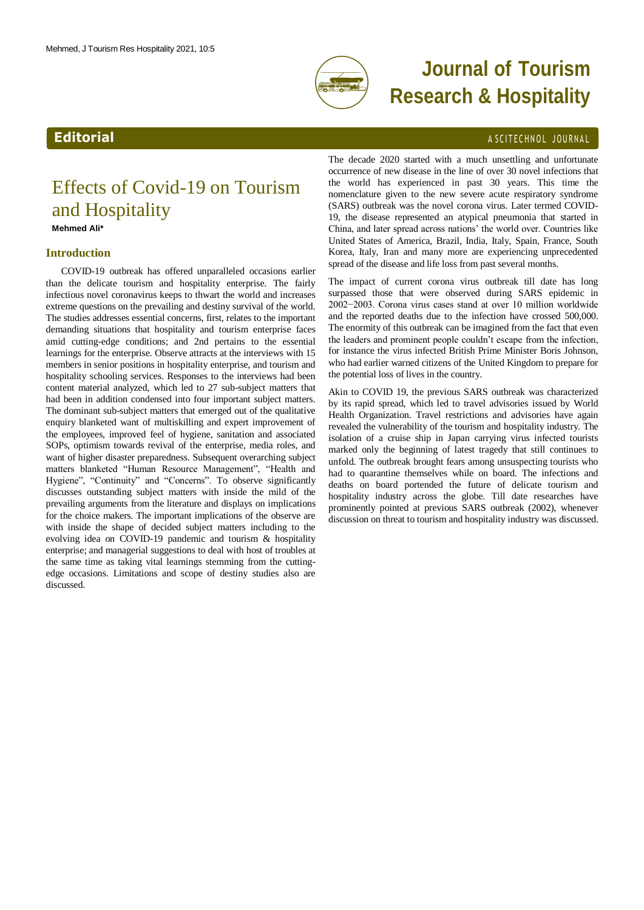Editorial

# Effects of Covid-19 on Tourism and Hospitality

**Mehmed Ali***

## Introduction

COVID-19 outbreak has offered unparalleled occasions earlier than the delicate tourism and hospitality enterprise. The fairly infectious novel coronavirus keeps to thwart the world and increases extreme questions on the prevailing and destiny survival of the world. The studies addresses essential concerns, first, relates to the important demanding situations that hospitality and tourism enterprise faces amid cutting-edge conditions; and 2nd pertains to the essential learnings for the enterprise. Observe attracts at the interviews with 15 members in senior positions in hospitality enterprise, and tourism and hospitality schooling services. Responses to the interviews had been content material analyzed, which led to 27 sub-subject matters that had been in addition condensed into four important subject matters. The dominant sub-subject matters that emerged out of the qualitative enquiry blanketed want of multiskilling and expert improvement of the employees, improved feel of hygiene, sanitation and associated SOPs, optimism towards revival of the enterprise, media roles, and want of higher disaster preparedness. Subsequent overarching subject matters blanketed "Human Resource Management", "Health and Hygiene", "Continuity" and "Concerns". To observe significantly discusses outstanding subject matters with inside the mild of the prevailing arguments from the literature and displays on implications for the choice makers. The important implications of the observe are with inside the shape of decided subject matters including to the evolving idea on COVID-19 pandemic and tourism & hospitality enterprise; and managerial suggestions to deal with host of troubles at the same time as taking vital learnings stemming from the cutting-edge occasions. Limitations and scope of destiny studies also are discussed.

The decade 2020 started with a much unsettling and unfortunate occurrence of new disease in the line of over 30 novel infections that the world has experienced in past 30 years. This time the nomenclature given to the new severe acute respiratory syndrome (SARS) outbreak was the novel corona virus. Later termed COVID-19, the disease represented an atypical pneumonia that started in China, and later spread across nations' the world over. Countries like United States of America, Brazil, India, Italy, Spain, France, South Korea, Italy, Iran and many more are experiencing unprecedented spread of the disease and life loss from past several months.

The impact of current corona virus outbreak till date has long surpassed those that were observed during SARS epidemic in 2002−2003. Corona virus cases stand at over 10 million worldwide and the reported deaths due to the infection have crossed 500,000. The enormity of this outbreak can be imagined from the fact that even the leaders and prominent people couldn't escape from the infection, for instance the virus infected British Prime Minister Boris Johnson, who had earlier warned citizens of the United Kingdom to prepare for the potential loss of lives in the country.

Akin to COVID 19, the previous SARS outbreak was characterized by its rapid spread, which led to travel advisories issued by World Health Organization. Travel restrictions and advisories have again revealed the vulnerability of the tourism and hospitality industry. The isolation of a cruise ship in Japan carrying virus infected tourists marked only the beginning of latest tragedy that still continues to unfold. The outbreak brought fears among unsuspecting tourists who had to quarantine themselves while on board. The infections and deaths on board portended the future of delicate tourism and hospitality industry across the globe. Till date researches have prominently pointed at previous SARS outbreak (2002), whenever discussion on threat to tourism and hospitality industry was discussed.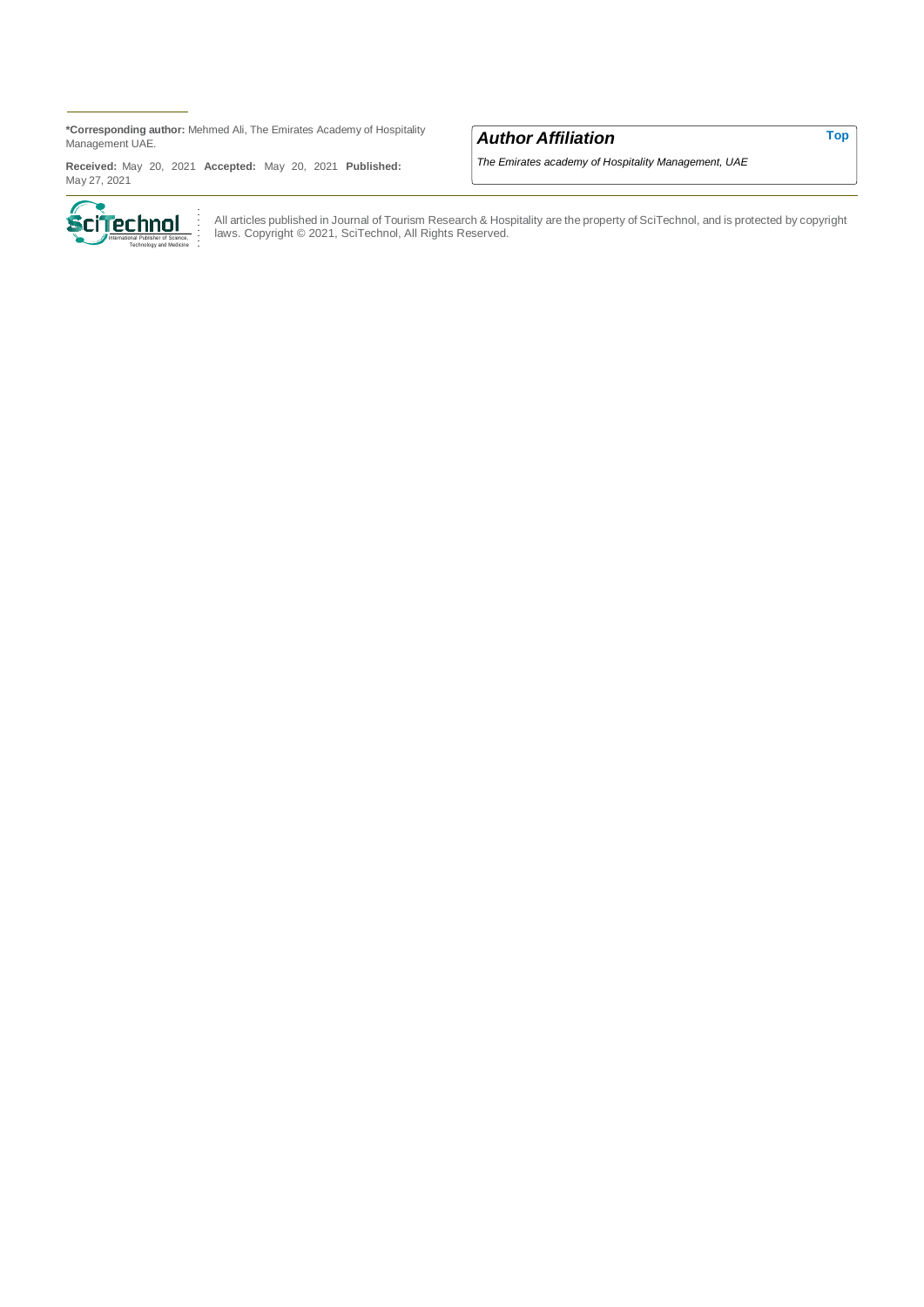**\*Corresponding author:** Mehmed Ali, The Emirates Academy of Hospitality Management UAE.

**Received:** May 20, 2021 **Accepted:** May 20, 2021 **Published:** May 27, 2021

## *Author Affiliation*

Top

*The Emirates academy of Hospitality Management, UAE*

All articles published in Journal of Tourism Research & Hospitality are the property of SciTechnol, and is protected by copyright laws. Copyright © 2021, SciTechnol, All Rights Reserved.